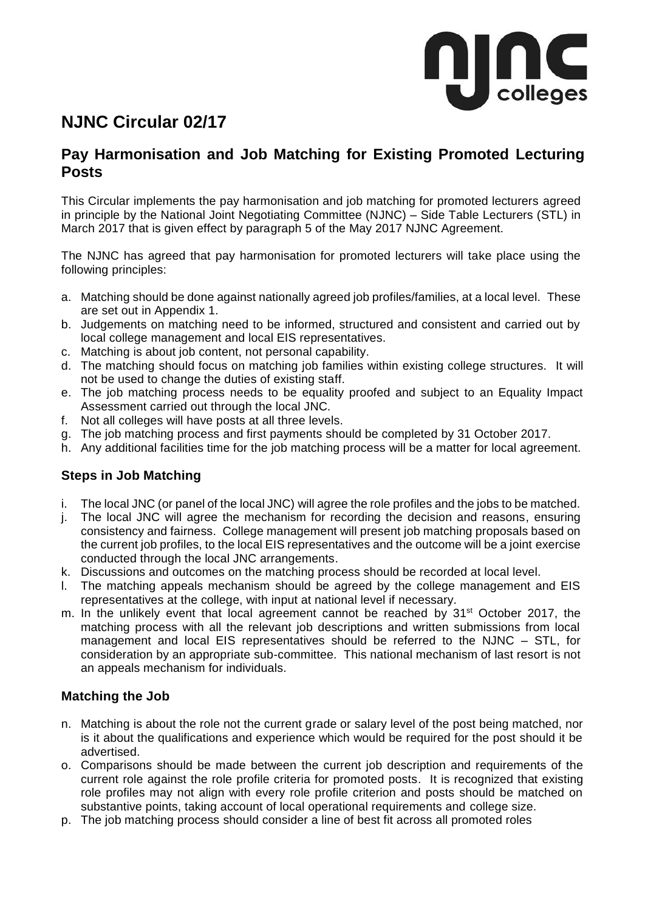# NJNC Circular 02/17

## Pay Harmonisation and Job Matching for Existing Promoted Lecturing Posts

This Circular implements the pay harmonisation and job matching for promoted lecturers agreed in principle by the National Joint Negotiating Committee (NJNC) – Side Table Lecturers (STL) in March 2017 that is given effect by paragraph 5 of the May 2017 NJNC Agreement.

The NJNC has agreed that pay harmonisation for promoted lecturers will take place using the following principles:

a. Matching should be done against nationally agreed job profiles/families, at a local level. These are set out in Appendix 1.
b. Judgements on matching need to be informed, structured and consistent and carried out by local college management and local EIS representatives.
c. Matching is about job content, not personal capability.
d. The matching should focus on matching job families within existing college structures. It will not be used to change the duties of existing staff.
e. The job matching process needs to be equality proofed and subject to an Equality Impact Assessment carried out through the local JNC.
f. Not all colleges will have posts at all three levels.
g. The job matching process and first payments should be completed by 31 October 2017.
h. Any additional facilities time for the job matching process will be a matter for local agreement.

### Steps in Job Matching

i. The local JNC (or panel of the local JNC) will agree the role profiles and the jobs to be matched.
j. The local JNC will agree the mechanism for recording the decision and reasons, ensuring consistency and fairness. College management will present job matching proposals based on the current job profiles, to the local EIS representatives and the outcome will be a joint exercise conducted through the local JNC arrangements.
k. Discussions and outcomes on the matching process should be recorded at local level.
l. The matching appeals mechanism should be agreed by the college management and EIS representatives at the college, with input at national level if necessary.
m. In the unlikely event that local agreement cannot be reached by 31st October 2017, the matching process with all the relevant job descriptions and written submissions from local management and local EIS representatives should be referred to the NJNC – STL, for consideration by an appropriate sub-committee. This national mechanism of last resort is not an appeals mechanism for individuals.

### Matching the Job

n. Matching is about the role not the current grade or salary level of the post being matched, nor is it about the qualifications and experience which would be required for the post should it be advertised.
o. Comparisons should be made between the current job description and requirements of the current role against the role profile criteria for promoted posts. It is recognized that existing role profiles may not align with every role profile criterion and posts should be matched on substantive points, taking account of local operational requirements and college size.
p. The job matching process should consider a line of best fit across all promoted roles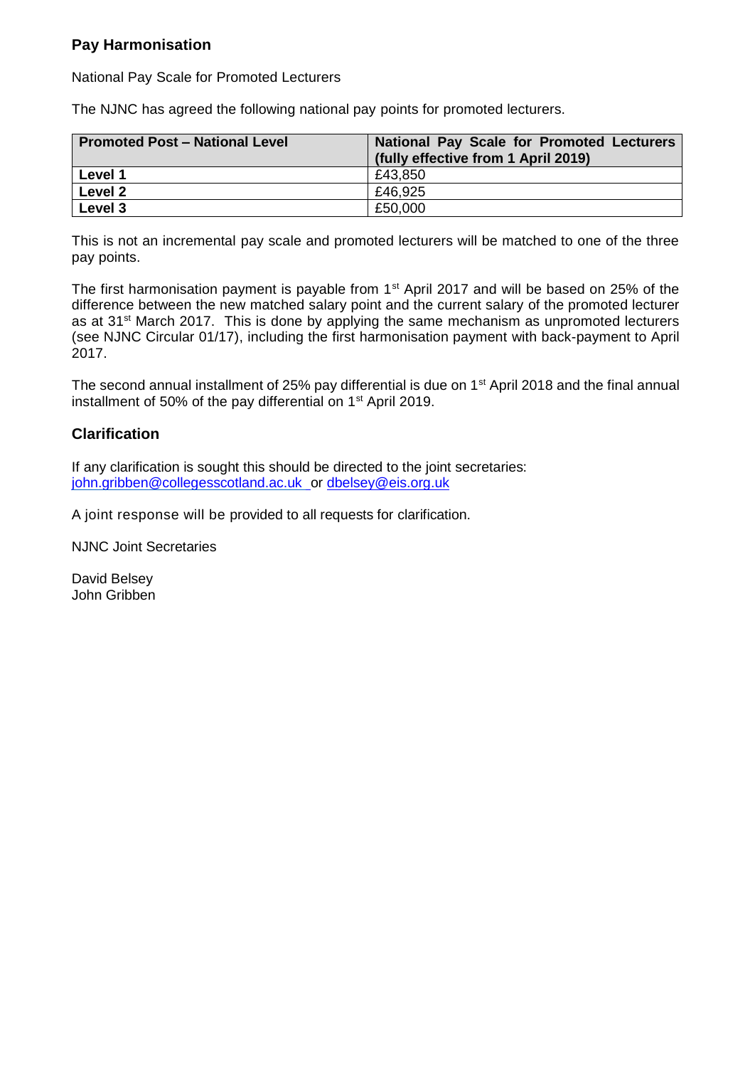## Pay Harmonisation

National Pay Scale for Promoted Lecturers

The NJNC has agreed the following national pay points for promoted lecturers.

| Promoted Post – National Level | National Pay Scale for Promoted Lecturers (fully effective from 1 April 2019) |
|---|---|
| **Level 1** | £43,850 |
| **Level 2** | £46,925 |
| **Level 3** | £50,000 |

This is not an incremental pay scale and promoted lecturers will be matched to one of the three pay points.

The first harmonisation payment is payable from 1st April 2017 and will be based on 25% of the difference between the new matched salary point and the current salary of the promoted lecturer as at 31st March 2017. This is done by applying the same mechanism as unpromoted lecturers (see NJNC Circular 01/17), including the first harmonisation payment with back-payment to April 2017.

The second annual installment of 25% pay differential is due on 1st April 2018 and the final annual installment of 50% of the pay differential on 1st April 2019.

## Clarification

If any clarification is sought this should be directed to the joint secretaries:
john.gribben@collegesscotland.ac.uk or dbelsey@eis.org.uk

A joint response will be provided to all requests for clarification.

NJNC Joint Secretaries

David Belsey
John Gribben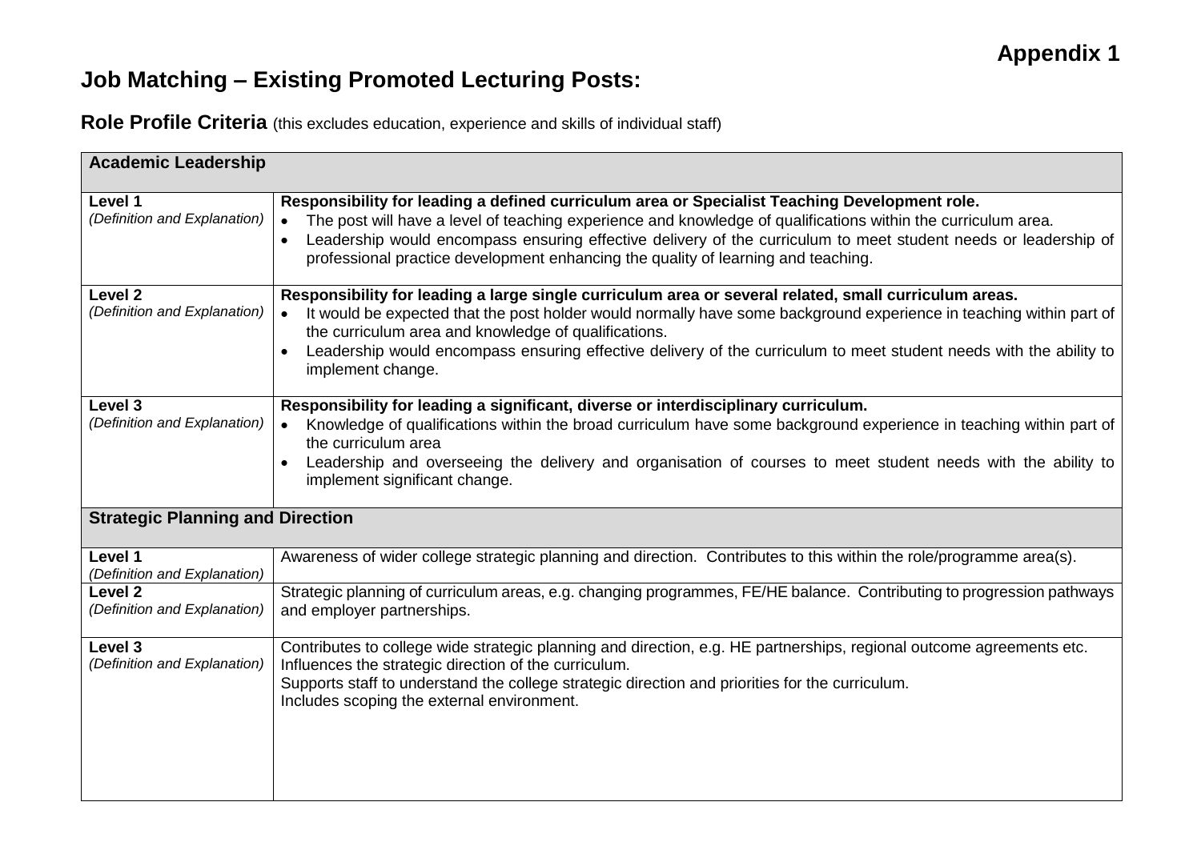**Appendix 1**

# Job Matching – Existing Promoted Lecturing Posts:

## Role Profile Criteria (this excludes education, experience and skills of individual staff)

| **Academic Leadership** | |
|---|---|
| **Level 1**<br>*(Definition and Explanation)* | **Responsibility for leading a defined curriculum area or Specialist Teaching Development role.**<br>• The post will have a level of teaching experience and knowledge of qualifications within the curriculum area.<br>• Leadership would encompass ensuring effective delivery of the curriculum to meet student needs or leadership of professional practice development enhancing the quality of learning and teaching. |
| **Level 2**<br>*(Definition and Explanation)* | **Responsibility for leading a large single curriculum area or several related, small curriculum areas.**<br>• It would be expected that the post holder would normally have some background experience in teaching within part of the curriculum area and knowledge of qualifications.<br>• Leadership would encompass ensuring effective delivery of the curriculum to meet student needs with the ability to implement change. |
| **Level 3**<br>*(Definition and Explanation)* | **Responsibility for leading a significant, diverse or interdisciplinary curriculum.**<br>• Knowledge of qualifications within the broad curriculum have some background experience in teaching within part of the curriculum area<br>• Leadership and overseeing the delivery and organisation of courses to meet student needs with the ability to implement significant change. |
| **Strategic Planning and Direction** | |
| **Level 1**<br>*(Definition and Explanation)* | Awareness of wider college strategic planning and direction. Contributes to this within the role/programme area(s). |
| **Level 2**<br>*(Definition and Explanation)* | Strategic planning of curriculum areas, e.g. changing programmes, FE/HE balance. Contributing to progression pathways and employer partnerships. |
| **Level 3**<br>*(Definition and Explanation)* | Contributes to college wide strategic planning and direction, e.g. HE partnerships, regional outcome agreements etc.<br>Influences the strategic direction of the curriculum.<br>Supports staff to understand the college strategic direction and priorities for the curriculum.<br>Includes scoping the external environment. |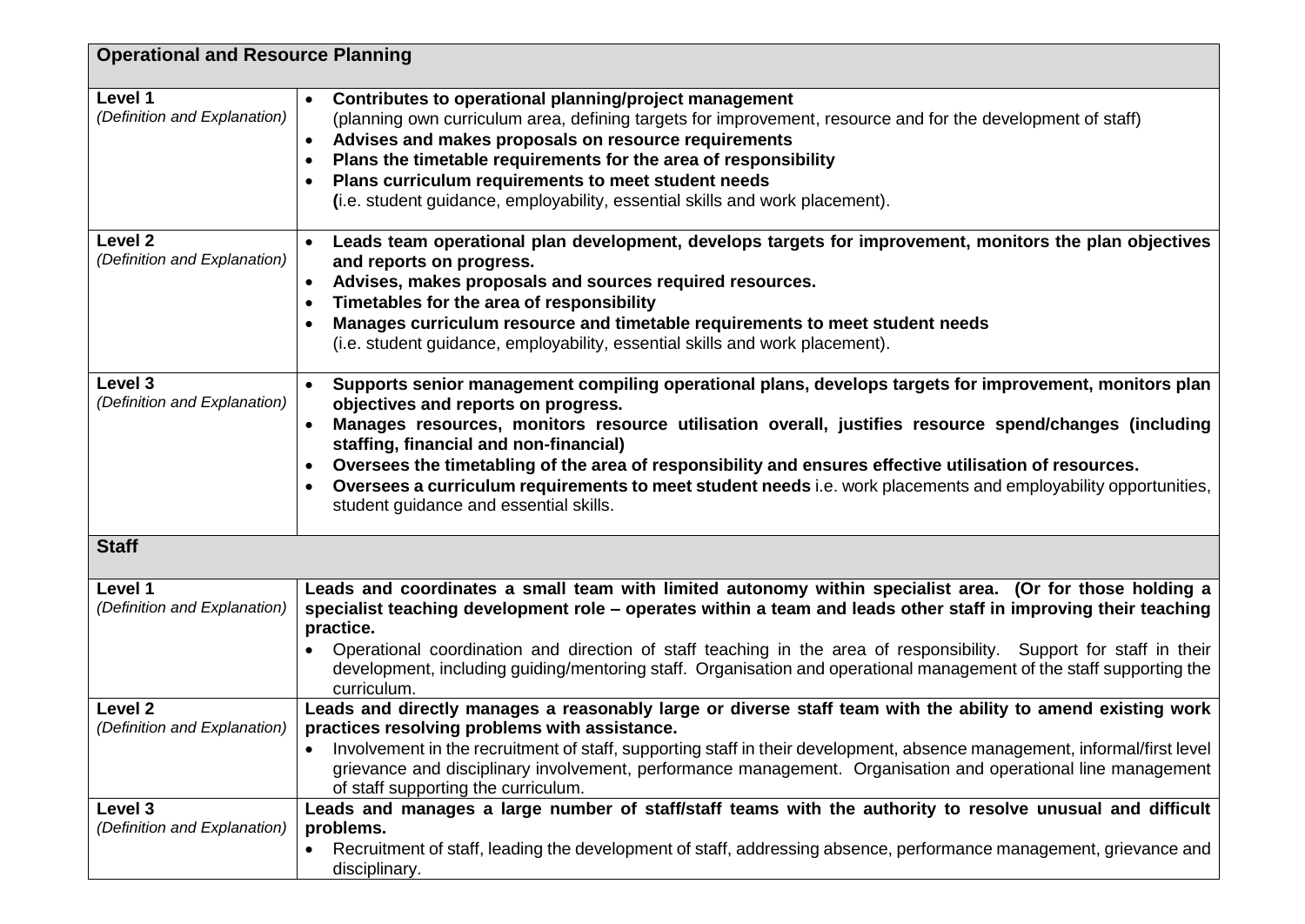| Operational and Resource Planning | |
|---|---|
| **Level 1**<br>*(Definition and Explanation)* | • **Contributes to operational planning/project management**<br>(planning own curriculum area, defining targets for improvement, resource and for the development of staff)<br>• **Advises and makes proposals on resource requirements**<br>• **Plans the timetable requirements for the area of responsibility**<br>• **Plans curriculum requirements to meet student needs**<br>**(**i.e. student guidance, employability, essential skills and work placement). |
| **Level 2**<br>*(Definition and Explanation)* | • **Leads team operational plan development, develops targets for improvement, monitors the plan objectives and reports on progress.**<br>• **Advises, makes proposals and sources required resources.**<br>• **Timetables for the area of responsibility**<br>• **Manages curriculum resource and timetable requirements to meet student needs**<br>(i.e. student guidance, employability, essential skills and work placement). |
| **Level 3**<br>*(Definition and Explanation)* | • **Supports senior management compiling operational plans, develops targets for improvement, monitors plan objectives and reports on progress.**<br>• **Manages resources, monitors resource utilisation overall, justifies resource spend/changes (including staffing, financial and non-financial)**<br>• **Oversees the timetabling of the area of responsibility and ensures effective utilisation of resources.**<br>• **Oversees a curriculum requirements to meet student needs** i.e. work placements and employability opportunities, student guidance and essential skills. |
| **Staff** | |
| **Level 1**<br>*(Definition and Explanation)* | **Leads and coordinates a small team with limited autonomy within specialist area. (Or for those holding a specialist teaching development role – operates within a team and leads other staff in improving their teaching practice.**<br>• Operational coordination and direction of staff teaching in the area of responsibility. Support for staff in their development, including guiding/mentoring staff. Organisation and operational management of the staff supporting the curriculum. |
| **Level 2**<br>*(Definition and Explanation)* | **Leads and directly manages a reasonably large or diverse staff team with the ability to amend existing work practices resolving problems with assistance.**<br>• Involvement in the recruitment of staff, supporting staff in their development, absence management, informal/first level grievance and disciplinary involvement, performance management. Organisation and operational line management of staff supporting the curriculum. |
| **Level 3**<br>*(Definition and Explanation)* | **Leads and manages a large number of staff/staff teams with the authority to resolve unusual and difficult problems.**<br>• Recruitment of staff, leading the development of staff, addressing absence, performance management, grievance and disciplinary. |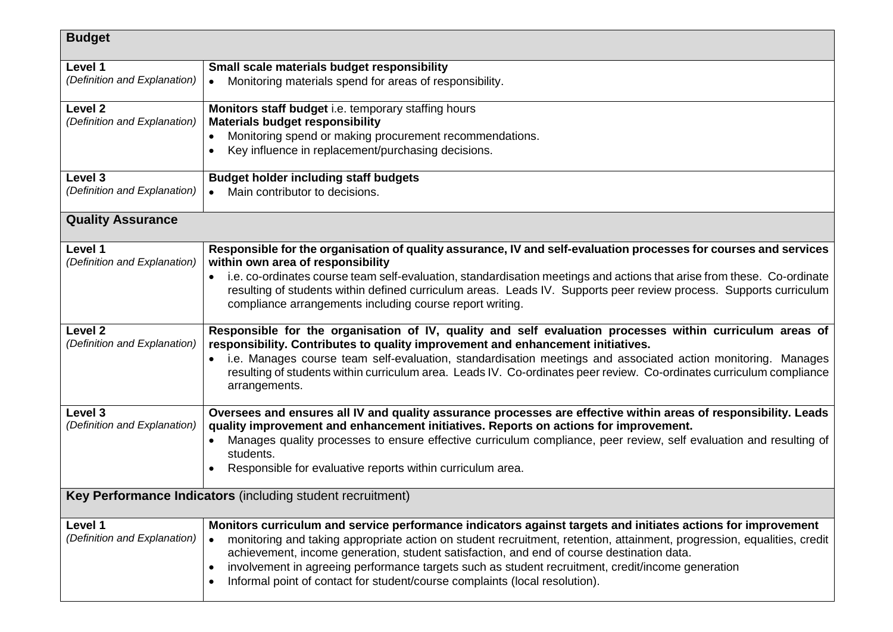| **Budget** | |
|---|---|
| **Level 1**<br>*(Definition and Explanation)* | **Small scale materials budget responsibility**<br>• Monitoring materials spend for areas of responsibility. |
| **Level 2**<br>*(Definition and Explanation)* | **Monitors staff budget** i.e. temporary staffing hours<br>**Materials budget responsibility**<br>• Monitoring spend or making procurement recommendations.<br>• Key influence in replacement/purchasing decisions. |
| **Level 3**<br>*(Definition and Explanation)* | **Budget holder including staff budgets**<br>• Main contributor to decisions. |
| **Quality Assurance** | |
| **Level 1**<br>*(Definition and Explanation)* | **Responsible for the organisation of quality assurance, IV and self-evaluation processes for courses and services within own area of responsibility**<br>• i.e. co-ordinates course team self-evaluation, standardisation meetings and actions that arise from these. Co-ordinate resulting of students within defined curriculum areas. Leads IV. Supports peer review process. Supports curriculum compliance arrangements including course report writing. |
| **Level 2**<br>*(Definition and Explanation)* | **Responsible for the organisation of IV, quality and self evaluation processes within curriculum areas of responsibility. Contributes to quality improvement and enhancement initiatives.**<br>• i.e. Manages course team self-evaluation, standardisation meetings and associated action monitoring. Manages resulting of students within curriculum area. Leads IV. Co-ordinates peer review. Co-ordinates curriculum compliance arrangements. |
| **Level 3**<br>*(Definition and Explanation)* | **Oversees and ensures all IV and quality assurance processes are effective within areas of responsibility. Leads quality improvement and enhancement initiatives. Reports on actions for improvement.**<br>• Manages quality processes to ensure effective curriculum compliance, peer review, self evaluation and resulting of students.<br>• Responsible for evaluative reports within curriculum area. |
| **Key Performance Indicators** (including student recruitment) | |
| **Level 1**<br>*(Definition and Explanation)* | **Monitors curriculum and service performance indicators against targets and initiates actions for improvement**<br>• monitoring and taking appropriate action on student recruitment, retention, attainment, progression, equalities, credit achievement, income generation, student satisfaction, and end of course destination data.<br>• involvement in agreeing performance targets such as student recruitment, credit/income generation<br>• Informal point of contact for student/course complaints (local resolution). |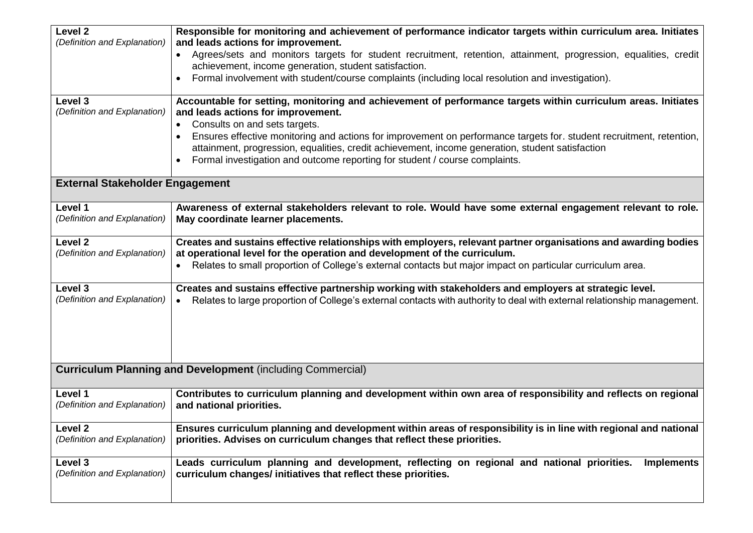| | |
|---|---|
| **Level 2** *(Definition and Explanation)* | **Responsible for monitoring and achievement of performance indicator targets within curriculum area. Initiates and leads actions for improvement.** <br>• Agrees/sets and monitors targets for student recruitment, retention, attainment, progression, equalities, credit achievement, income generation, student satisfaction. <br>• Formal involvement with student/course complaints (including local resolution and investigation). |
| **Level 3** *(Definition and Explanation)* | **Accountable for setting, monitoring and achievement of performance targets within curriculum areas. Initiates and leads actions for improvement.** <br>• Consults on and sets targets. <br>• Ensures effective monitoring and actions for improvement on performance targets for. student recruitment, retention, attainment, progression, equalities, credit achievement, income generation, student satisfaction <br>• Formal investigation and outcome reporting for student / course complaints. |
| **External Stakeholder Engagement** | |
| **Level 1** *(Definition and Explanation)* | **Awareness of external stakeholders relevant to role. Would have some external engagement relevant to role. May coordinate learner placements.** |
| **Level 2** *(Definition and Explanation)* | **Creates and sustains effective relationships with employers, relevant partner organisations and awarding bodies at operational level for the operation and development of the curriculum.** <br>• Relates to small proportion of College's external contacts but major impact on particular curriculum area. |
| **Level 3** *(Definition and Explanation)* | **Creates and sustains effective partnership working with stakeholders and employers at strategic level.** <br>• Relates to large proportion of College's external contacts with authority to deal with external relationship management. |
| **Curriculum Planning and Development** (including Commercial) | |
| **Level 1** *(Definition and Explanation)* | **Contributes to curriculum planning and development within own area of responsibility and reflects on regional and national priorities.** |
| **Level 2** *(Definition and Explanation)* | **Ensures curriculum planning and development within areas of responsibility is in line with regional and national priorities. Advises on curriculum changes that reflect these priorities.** |
| **Level 3** *(Definition and Explanation)* | **Leads curriculum planning and development, reflecting on regional and national priorities. Implements curriculum changes/ initiatives that reflect these priorities.** |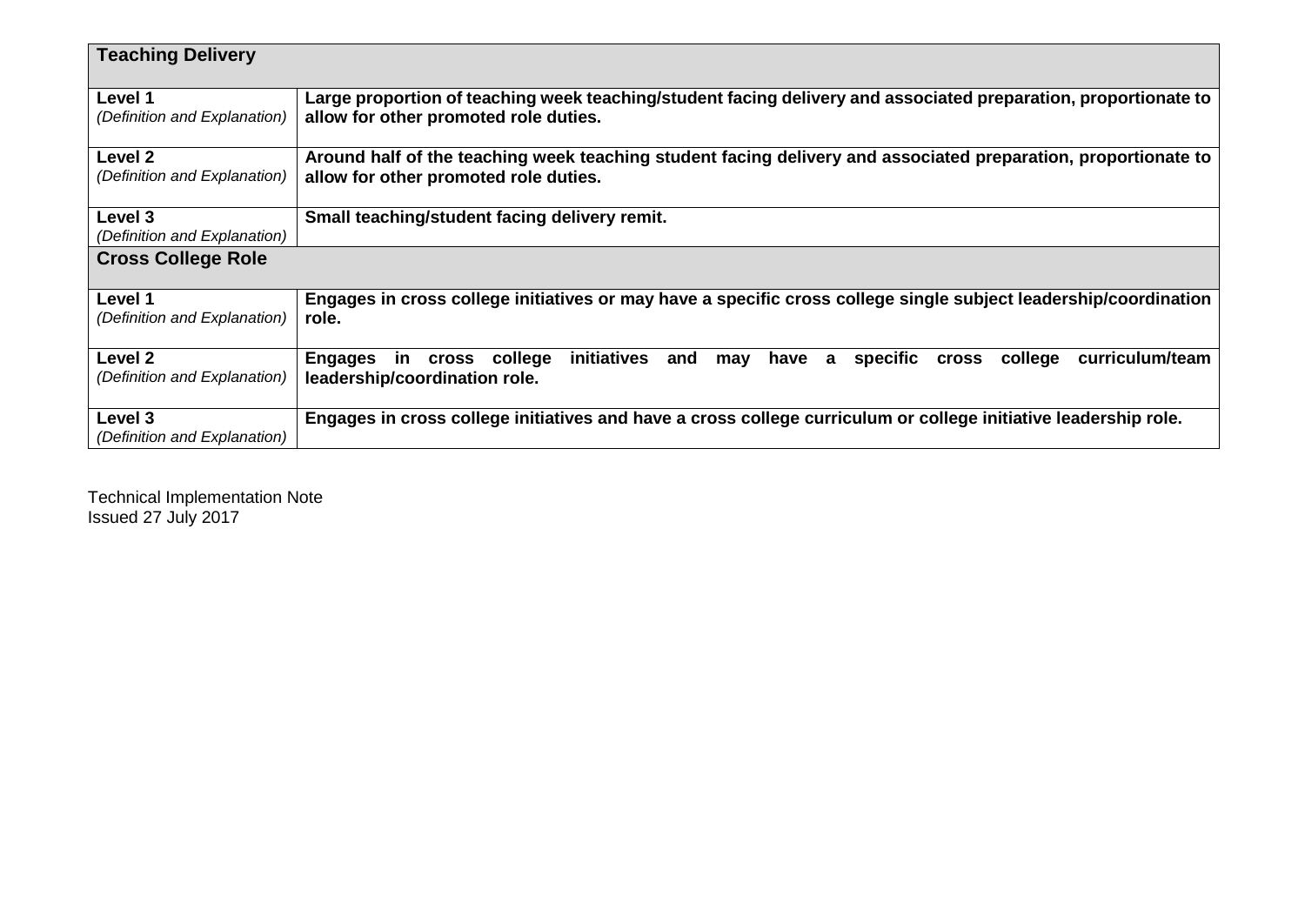| | |
|---|---|
| **Teaching Delivery** | |
| **Level 1**<br>*(Definition and Explanation)* | **Large proportion of teaching week teaching/student facing delivery and associated preparation, proportionate to allow for other promoted role duties.** |
| **Level 2**<br>*(Definition and Explanation)* | **Around half of the teaching week teaching student facing delivery and associated preparation, proportionate to allow for other promoted role duties.** |
| **Level 3**<br>*(Definition and Explanation)* | **Small teaching/student facing delivery remit.** |
| **Cross College Role** | |
| **Level 1**<br>*(Definition and Explanation)* | **Engages in cross college initiatives or may have a specific cross college single subject leadership/coordination role.** |
| **Level 2**<br>*(Definition and Explanation)* | **Engages in cross college initiatives and may have a specific cross college curriculum/team leadership/coordination role.** |
| **Level 3**<br>*(Definition and Explanation)* | **Engages in cross college initiatives and have a cross college curriculum or college initiative leadership role.** |

Technical Implementation Note
Issued 27 July 2017